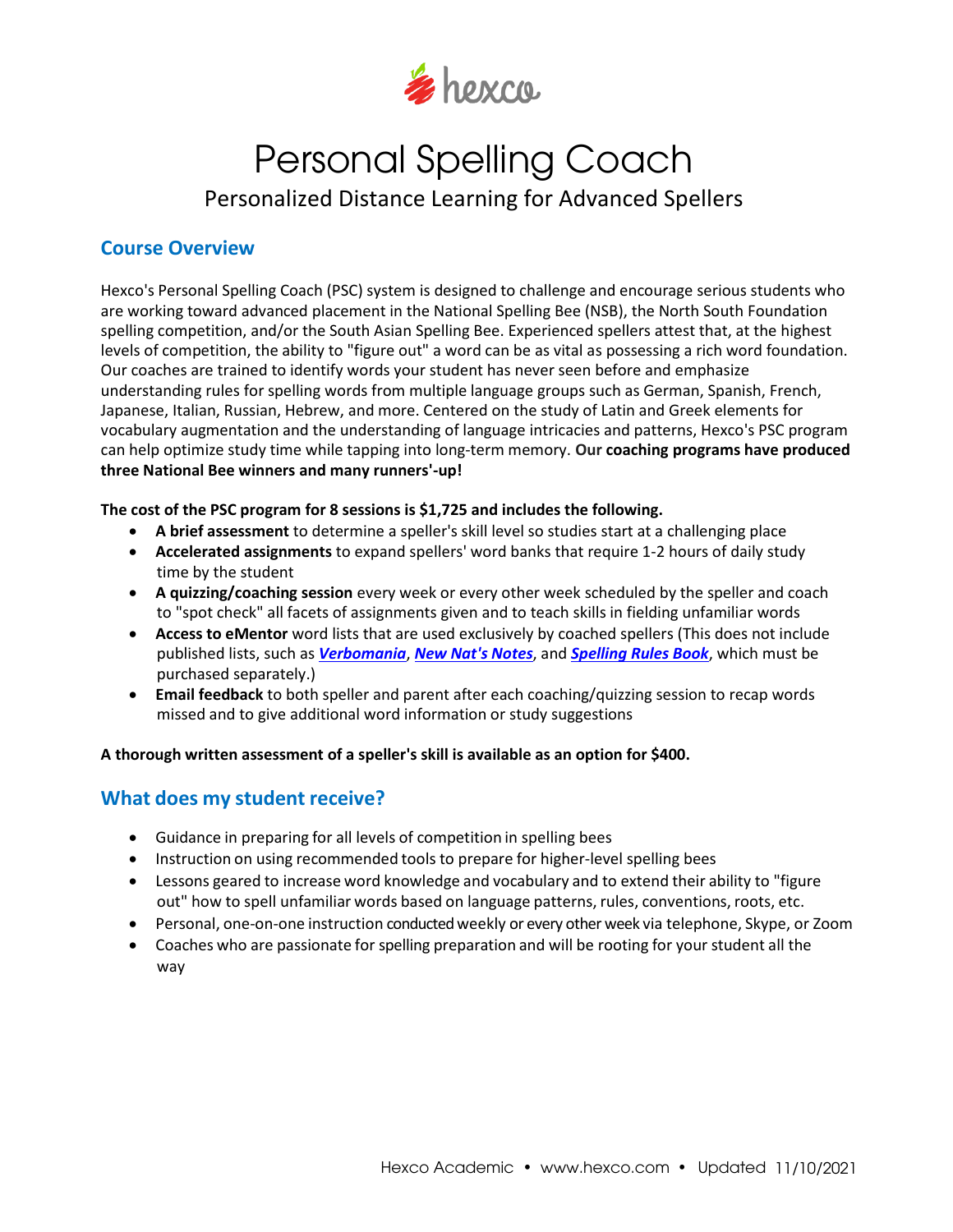# Personal Spelling Coach

Personalized Distance Learning for Advanced Spellers

## Course Overview

Hexco's Personal Spelling Coach (PSC) system is designed to challenge and encourage serious students who are working toward advanced placement in the National Spelling Bee (NSB), the North South Foundation spelling competition, and/or the South Asian Spelling Bee. Experienced spellers attest that, at the highest levels of competition, the ability to "figure out" a word can be as vital as possessing a rich word foundation. Our coaches are trained to identify words your student has never seen before and emphasize understanding rules for spelling words from multiple language groups such as German, Spanish, French, Japanese, Italian, Russian, Hebrew, and more. Centered on the study of Latin and Greek elements for vocabulary augmentation and the understanding of language intricacies and patterns, Hexco's PSC program can help optimize study time while tapping into long-term memory. **Our coaching programs have produced three National Bee winners and many runners'-up!**

**The cost of the PSC program for 8 sessions is $1,725 and includes the following.**

- **A brief assessment** to determine a speller's skill level so studies start at a challenging place
- **Accelerated assignments** to expand spellers' word banks that require 1-2 hours of daily study time by the student
- **A quizzing/coaching session** every week or every other week scheduled by the speller and coach to "spot check" all facets of assignments given and to teach skills in fielding unfamiliar words
- **Access to eMentor** word lists that are used exclusively by coached spellers (This does not include published lists, such as ***Verbomania***, ***New Nat's Notes***, and ***Spelling Rules Book***, which must be purchased separately.)
- **Email feedback** to both speller and parent after each coaching/quizzing session to recap words missed and to give additional word information or study suggestions

**A thorough written assessment of a speller's skill is available as an option for $400.**

## What does my student receive?

- Guidance in preparing for all levels of competition in spelling bees
- Instruction on using recommended tools to prepare for higher-level spelling bees
- Lessons geared to increase word knowledge and vocabulary and to extend their ability to "figure out" how to spell unfamiliar words based on language patterns, rules, conventions, roots, etc.
- Personal, one-on-one instruction conducted weekly or every other week via telephone, Skype, or Zoom
- Coaches who are passionate for spelling preparation and will be rooting for your student all the way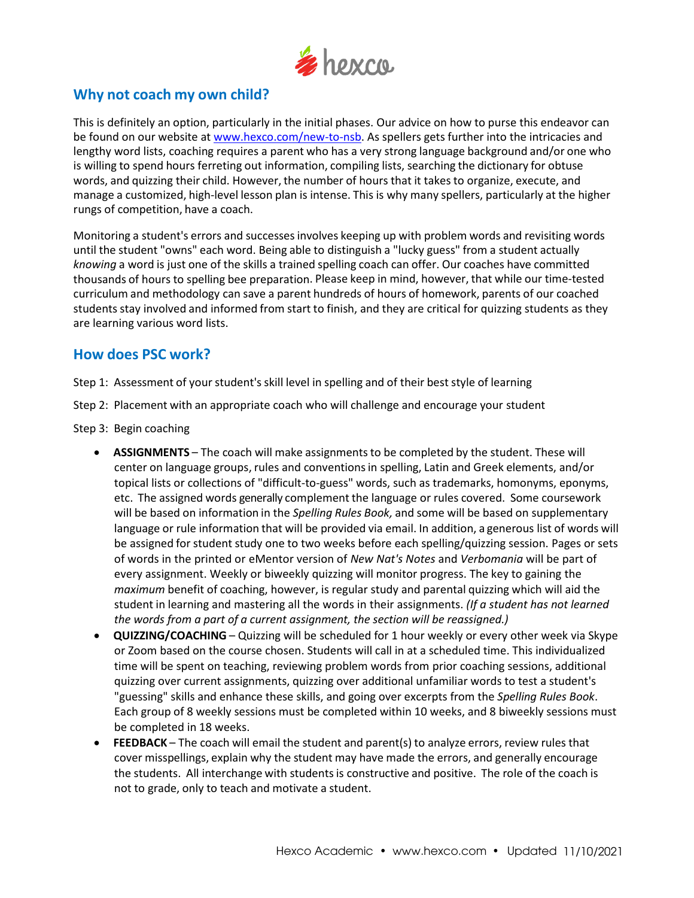## Why not coach my own child?

This is definitely an option, particularly in the initial phases. Our advice on how to purse this endeavor can be found on our website at [www.hexco.com/new-to-nsb](www.hexco.com/new-to-nsb). As spellers gets further into the intricacies and lengthy word lists, coaching requires a parent who has a very strong language background and/or one who is willing to spend hours ferreting out information, compiling lists, searching the dictionary for obtuse words, and quizzing their child. However, the number of hours that it takes to organize, execute, and manage a customized, high-level lesson plan is intense. This is why many spellers, particularly at the higher rungs of competition, have a coach.

Monitoring a student's errors and successes involves keeping up with problem words and revisiting words until the student "owns" each word. Being able to distinguish a "lucky guess" from a student actually *knowing* a word is just one of the skills a trained spelling coach can offer. Our coaches have committed thousands of hours to spelling bee preparation. Please keep in mind, however, that while our time-tested curriculum and methodology can save a parent hundreds of hours of homework, parents of our coached students stay involved and informed from start to finish, and they are critical for quizzing students as they are learning various word lists.

## How does PSC work?

Step 1: Assessment of your student's skill level in spelling and of their best style of learning

Step 2: Placement with an appropriate coach who will challenge and encourage your student

Step 3: Begin coaching

- **ASSIGNMENTS** – The coach will make assignments to be completed by the student. These will center on language groups, rules and conventions in spelling, Latin and Greek elements, and/or topical lists or collections of "difficult-to-guess" words, such as trademarks, homonyms, eponyms, etc. The assigned words generally complement the language or rules covered. Some coursework will be based on information in the *Spelling Rules Book,* and some will be based on supplementary language or rule information that will be provided via email. In addition, a generous list of words will be assigned for student study one to two weeks before each spelling/quizzing session. Pages or sets of words in the printed or eMentor version of *New Nat's Notes* and *Verbomania* will be part of every assignment. Weekly or biweekly quizzing will monitor progress. The key to gaining the *maximum* benefit of coaching, however, is regular study and parental quizzing which will aid the student in learning and mastering all the words in their assignments. *(If a student has not learned the words from a part of a current assignment, the section will be reassigned.)*
- **QUIZZING/COACHING** – Quizzing will be scheduled for 1 hour weekly or every other week via Skype or Zoom based on the course chosen. Students will call in at a scheduled time. This individualized time will be spent on teaching, reviewing problem words from prior coaching sessions, additional quizzing over current assignments, quizzing over additional unfamiliar words to test a student's "guessing" skills and enhance these skills, and going over excerpts from the *Spelling Rules Book*. Each group of 8 weekly sessions must be completed within 10 weeks, and 8 biweekly sessions must be completed in 18 weeks.
- **FEEDBACK** – The coach will email the student and parent(s) to analyze errors, review rules that cover misspellings, explain why the student may have made the errors, and generally encourage the students. All interchange with students is constructive and positive. The role of the coach is not to grade, only to teach and motivate a student.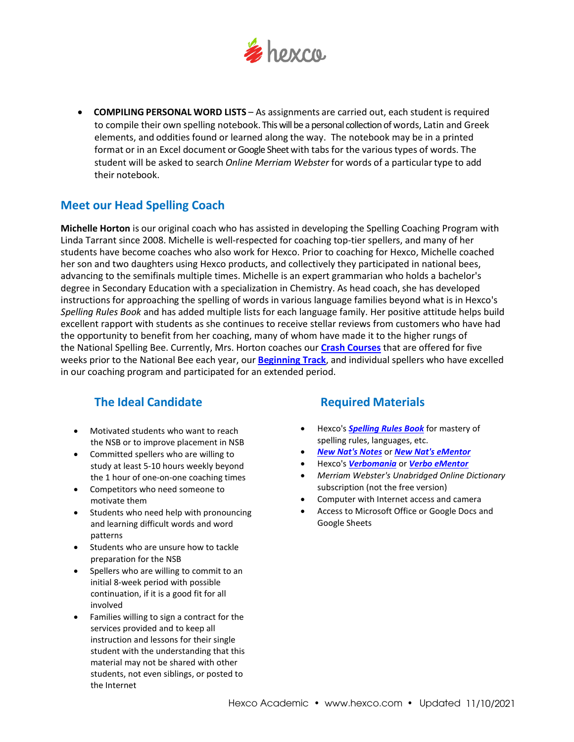- **COMPILING PERSONAL WORD LISTS** – As assignments are carried out, each student is required to compile their own spelling notebook. This will be a personal collection of words, Latin and Greek elements, and oddities found or learned along the way. The notebook may be in a printed format or in an Excel document or Google Sheet with tabs for the various types of words. The student will be asked to search *Online Merriam Webster* for words of a particular type to add their notebook.

## Meet our Head Spelling Coach

**Michelle Horton** is our original coach who has assisted in developing the Spelling Coaching Program with Linda Tarrant since 2008. Michelle is well-respected for coaching top-tier spellers, and many of her students have become coaches who also work for Hexco. Prior to coaching for Hexco, Michelle coached her son and two daughters using Hexco products, and collectively they participated in national bees, advancing to the semifinals multiple times. Michelle is an expert grammarian who holds a bachelor's degree in Secondary Education with a specialization in Chemistry. As head coach, she has developed instructions for approaching the spelling of words in various language families beyond what is in Hexco's *Spelling Rules Book* and has added multiple lists for each language family. Her positive attitude helps build excellent rapport with students as she continues to receive stellar reviews from customers who have had the opportunity to benefit from her coaching, many of whom have made it to the higher rungs of the National Spelling Bee. Currently, Mrs. Horton coaches our **Crash Courses** that are offered for five weeks prior to the National Bee each year, our **Beginning Track**, and individual spellers who have excelled in our coaching program and participated for an extended period.

## The Ideal Candidate

- Motivated students who want to reach the NSB or to improve placement in NSB
- Committed spellers who are willing to study at least 5-10 hours weekly beyond the 1 hour of one-on-one coaching times
- Competitors who need someone to motivate them
- Students who need help with pronouncing and learning difficult words and word patterns
- Students who are unsure how to tackle preparation for the NSB
- Spellers who are willing to commit to an initial 8-week period with possible continuation, if it is a good fit for all involved
- Families willing to sign a contract for the services provided and to keep all instruction and lessons for their single student with the understanding that this material may not be shared with other students, not even siblings, or posted to the Internet

## Required Materials

- Hexco's ***Spelling Rules Book*** for mastery of spelling rules, languages, etc.
- ***New Nat's Notes*** or ***New Nat's eMentor***
- Hexco's ***Verbomania*** or ***Verbo eMentor***
- *Merriam Webster's Unabridged Online Dictionary* subscription (not the free version)
- Computer with Internet access and camera
- Access to Microsoft Office or Google Docs and Google Sheets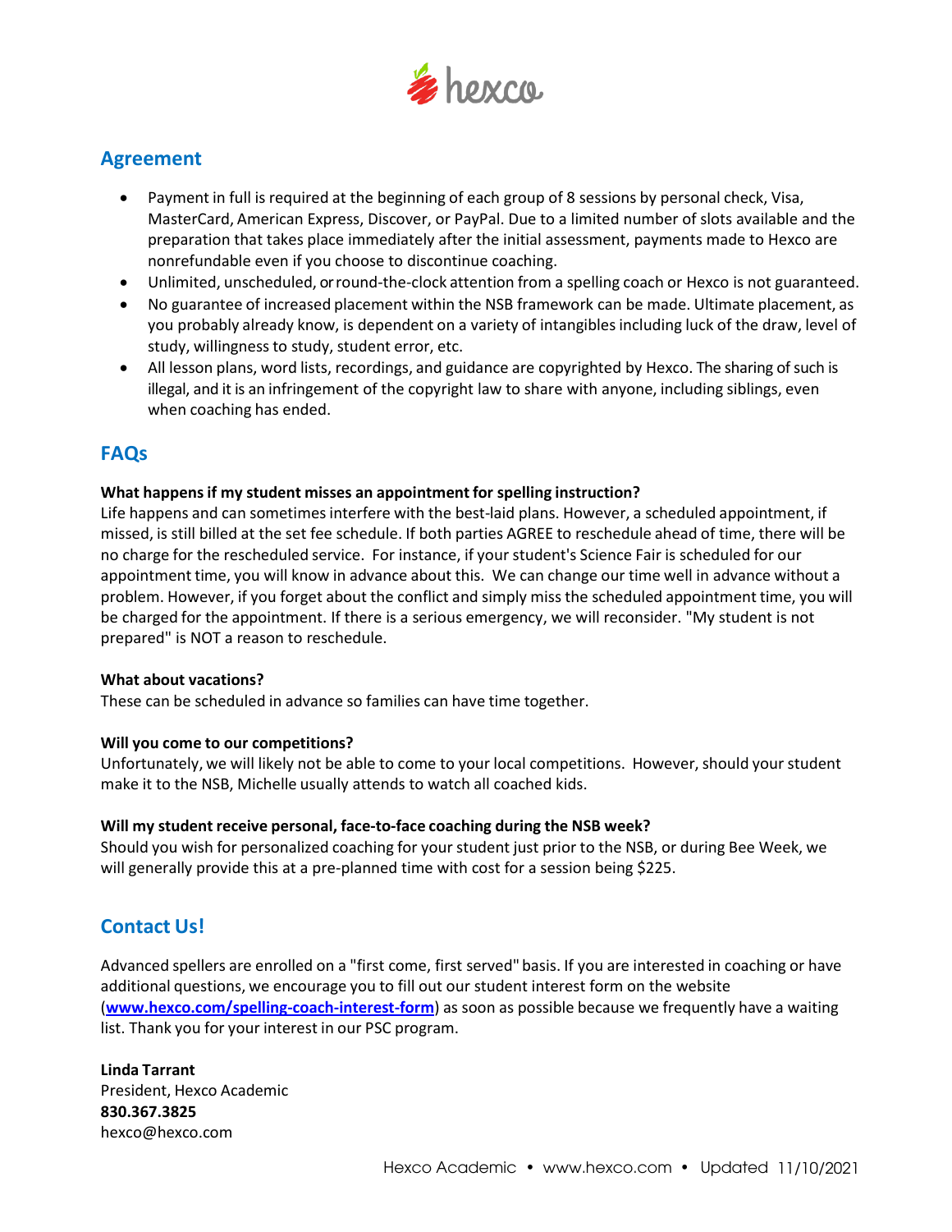## Agreement

- Payment in full is required at the beginning of each group of 8 sessions by personal check, Visa, MasterCard, American Express, Discover, or PayPal. Due to a limited number of slots available and the preparation that takes place immediately after the initial assessment, payments made to Hexco are nonrefundable even if you choose to discontinue coaching.
- Unlimited, unscheduled, or round-the-clock attention from a spelling coach or Hexco is not guaranteed.
- No guarantee of increased placement within the NSB framework can be made. Ultimate placement, as you probably already know, is dependent on a variety of intangibles including luck of the draw, level of study, willingness to study, student error, etc.
- All lesson plans, word lists, recordings, and guidance are copyrighted by Hexco. The sharing of such is illegal, and it is an infringement of the copyright law to share with anyone, including siblings, even when coaching has ended.

## FAQs

**What happens if my student misses an appointment for spelling instruction?**
Life happens and can sometimes interfere with the best-laid plans. However, a scheduled appointment, if missed, is still billed at the set fee schedule. If both parties AGREE to reschedule ahead of time, there will be no charge for the rescheduled service. For instance, if your student's Science Fair is scheduled for our appointment time, you will know in advance about this. We can change our time well in advance without a problem. However, if you forget about the conflict and simply miss the scheduled appointment time, you will be charged for the appointment. If there is a serious emergency, we will reconsider. "My student is not prepared" is NOT a reason to reschedule.

**What about vacations?**
These can be scheduled in advance so families can have time together.

**Will you come to our competitions?**
Unfortunately, we will likely not be able to come to your local competitions. However, should your student make it to the NSB, Michelle usually attends to watch all coached kids.

**Will my student receive personal, face-to-face coaching during the NSB week?**
Should you wish for personalized coaching for your student just prior to the NSB, or during Bee Week, we will generally provide this at a pre-planned time with cost for a session being $225.

## Contact Us!

Advanced spellers are enrolled on a "first come, first served" basis. If you are interested in coaching or have additional questions, we encourage you to fill out our student interest form on the website (**[www.hexco.com/spelling-coach-interest-form](www.hexco.com/spelling-coach-interest-form)**) as soon as possible because we frequently have a waiting list. Thank you for your interest in our PSC program.

**Linda Tarrant**
President, Hexco Academic
**830.367.3825**
hexco@hexco.com

Hexco Academic • www.hexco.com • Updated 11/10/2021